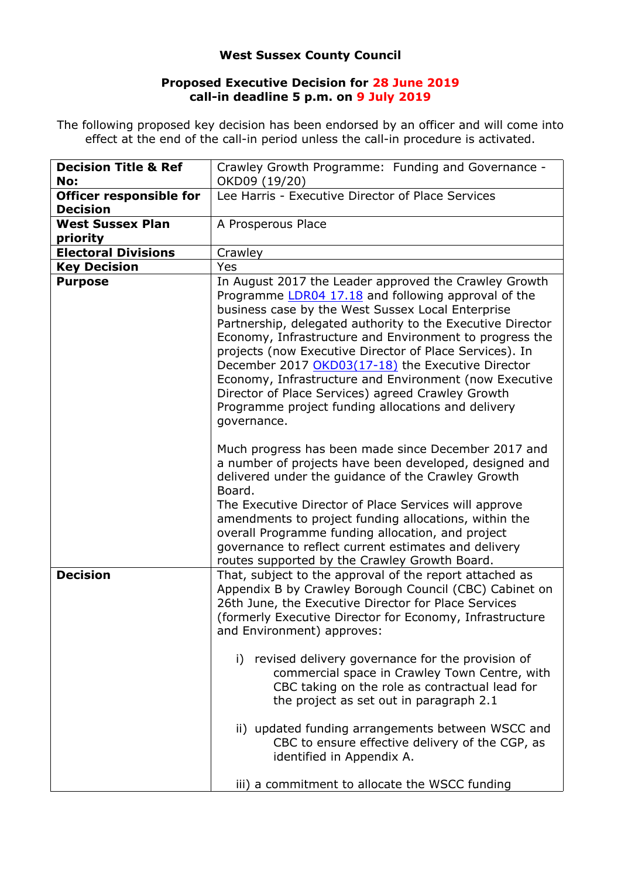**West Sussex County Council**

**Proposed Executive Decision for 28 June 2019**
**call-in deadline 5 p.m. on 9 July 2019**

The following proposed key decision has been endorsed by an officer and will come into effect at the end of the call-in period unless the call-in procedure is activated.

| **Decision Title & Ref No:** | Crawley Growth Programme: Funding and Governance - OKD09 (19/20) |
|---|---|
| **Officer responsible for Decision** | Lee Harris - Executive Director of Place Services |
| **West Sussex Plan priority** | A Prosperous Place |
| **Electoral Divisions** | Crawley |
| **Key Decision** | Yes |
| **Purpose** | In August 2017 the Leader approved the Crawley Growth Programme LDR04 17.18 and following approval of the business case by the West Sussex Local Enterprise Partnership, delegated authority to the Executive Director Economy, Infrastructure and Environment to progress the projects (now Executive Director of Place Services). In December 2017 OKD03(17-18) the Executive Director Economy, Infrastructure and Environment (now Executive Director of Place Services) agreed Crawley Growth Programme project funding allocations and delivery governance.<br><br>Much progress has been made since December 2017 and a number of projects have been developed, designed and delivered under the guidance of the Crawley Growth Board.<br>The Executive Director of Place Services will approve amendments to project funding allocations, within the overall Programme funding allocation, and project governance to reflect current estimates and delivery routes supported by the Crawley Growth Board. |
| **Decision** | That, subject to the approval of the report attached as Appendix B by Crawley Borough Council (CBC) Cabinet on 26th June, the Executive Director for Place Services (formerly Executive Director for Economy, Infrastructure and Environment) approves:<br><br>i) revised delivery governance for the provision of commercial space in Crawley Town Centre, with CBC taking on the role as contractual lead for the project as set out in paragraph 2.1<br><br>ii) updated funding arrangements between WSCC and CBC to ensure effective delivery of the CGP, as identified in Appendix A.<br><br>iii) a commitment to allocate the WSCC funding |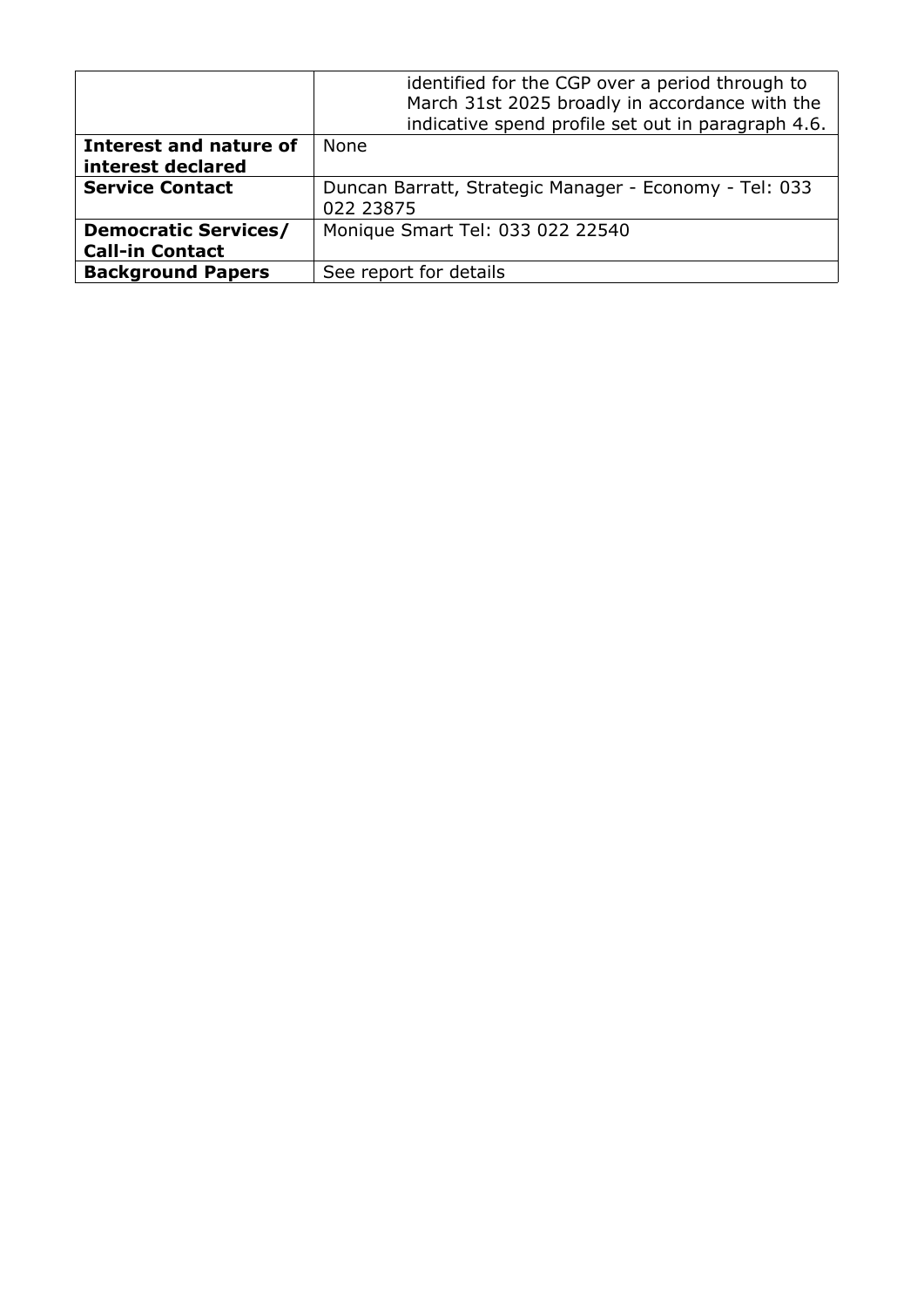| | |
|---|---|
| | identified for the CGP over a period through to March 31st 2025 broadly in accordance with the indicative spend profile set out in paragraph 4.6. |
| **Interest and nature of interest declared** | None |
| **Service Contact** | Duncan Barratt, Strategic Manager - Economy - Tel: 033 022 23875 |
| **Democratic Services/ Call-in Contact** | Monique Smart Tel: 033 022 22540 |
| **Background Papers** | See report for details |